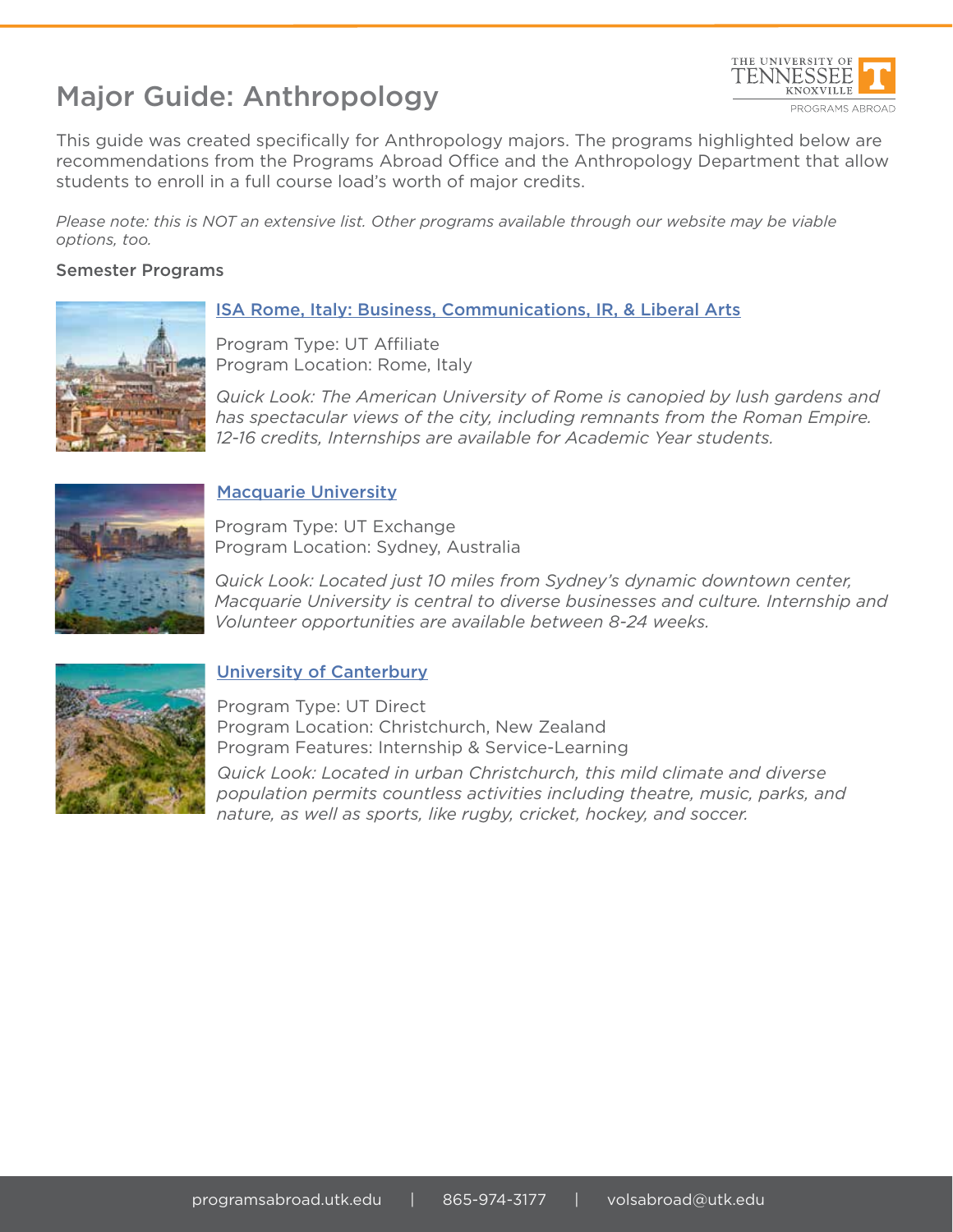# Major Guide: Anthropology

This guide was created specifically for Anthropology majors. The programs highlighted below are recommendations from the Programs Abroad Office and the Anthropology Department that allow students to enroll in a full course load's worth of major credits.

*Please note: this is NOT an extensive list. Other programs available through our website may be viable options, too.*

## Semester Programs

### ISA Rome, Italy: Business, Communications, IR, & Liberal Arts

Program Type: UT Affiliate
Program Location: Rome, Italy

*Quick Look: The American University of Rome is canopied by lush gardens and has spectacular views of the city, including remnants from the Roman Empire. 12-16 credits, Internships are available for Academic Year students.*

### Macquarie University

Program Type: UT Exchange
Program Location: Sydney, Australia

*Quick Look: Located just 10 miles from Sydney's dynamic downtown center, Macquarie University is central to diverse businesses and culture. Internship and Volunteer opportunities are available between 8-24 weeks.*

### University of Canterbury

Program Type: UT Direct
Program Location: Christchurch, New Zealand
Program Features: Internship & Service-Learning

*Quick Look: Located in urban Christchurch, this mild climate and diverse population permits countless activities including theatre, music, parks, and nature, as well as sports, like rugby, cricket, hockey, and soccer.*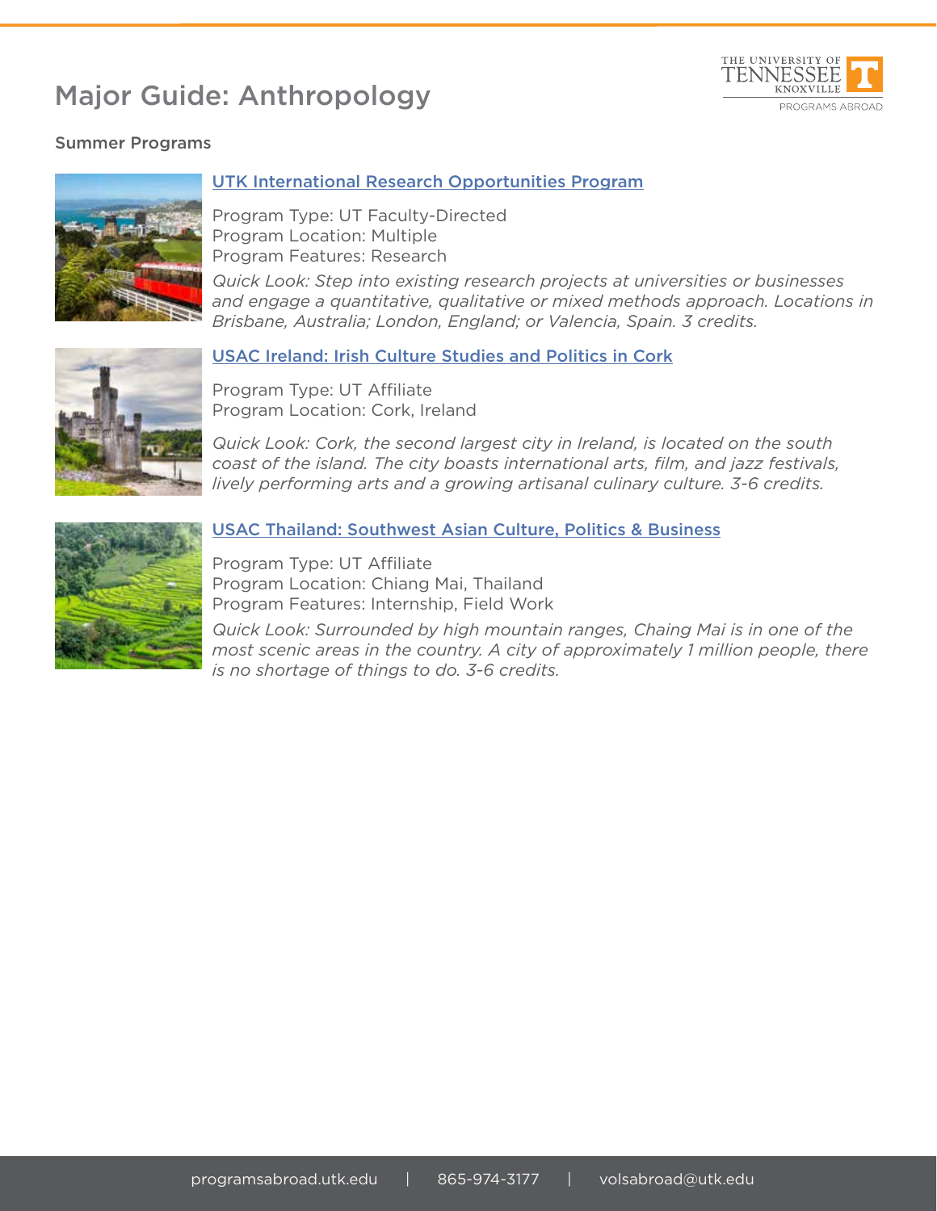# Major Guide: Anthropology

## Summer Programs

### UTK International Research Opportunities Program

Program Type: UT Faculty-Directed
Program Location: Multiple
Program Features: Research

*Quick Look: Step into existing research projects at universities or businesses and engage a quantitative, qualitative or mixed methods approach. Locations in Brisbane, Australia; London, England; or Valencia, Spain. 3 credits.*

### USAC Ireland: Irish Culture Studies and Politics in Cork

Program Type: UT Affiliate
Program Location: Cork, Ireland

*Quick Look: Cork, the second largest city in Ireland, is located on the south coast of the island. The city boasts international arts, film, and jazz festivals, lively performing arts and a growing artisanal culinary culture. 3-6 credits.*

### USAC Thailand: Southwest Asian Culture, Politics & Business

Program Type: UT Affiliate
Program Location: Chiang Mai, Thailand
Program Features: Internship, Field Work

*Quick Look: Surrounded by high mountain ranges, Chaing Mai is in one of the most scenic areas in the country. A city of approximately 1 million people, there is no shortage of things to do. 3-6 credits.*

programsabroad.utk.edu | 865-974-3177 | volsabroad@utk.edu